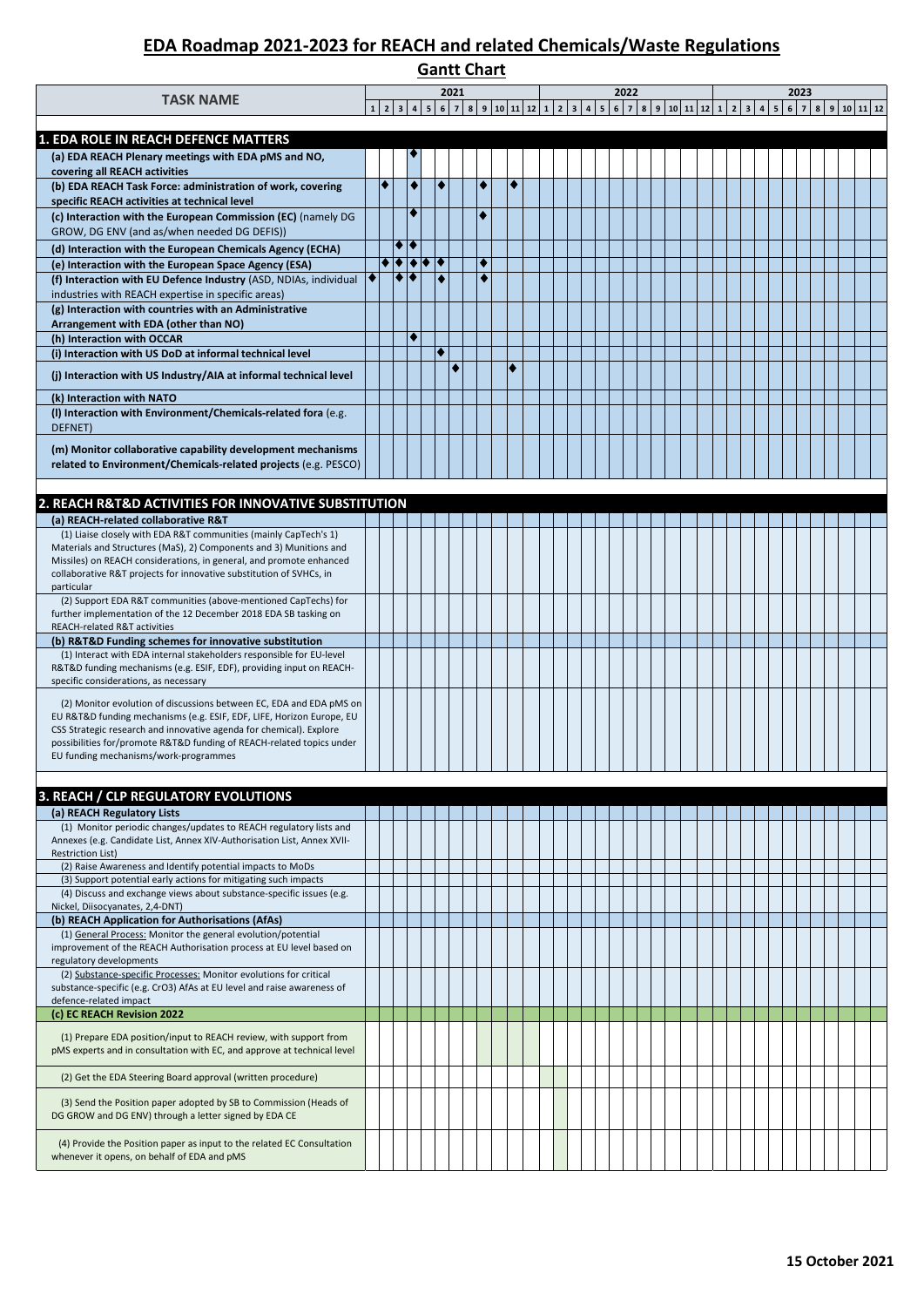# EDA Roadmap 2021-2023 for REACH and related Chemicals/Waste Regulations

## Gantt Chart

| TASK NAME | 2021 | | | | | | | | | | | | 2022 | | | | | | | | | | | | 2023 | | | | | | | | | | | |
|---|---|---|---|---|---|---|---|---|---|---|---|---|---|---|---|---|---|---|---|---|---|---|---|---|---|---|---|---|---|---|---|---|---|---|---|---|
| | 1 | 2 | 3 | 4 | 5 | 6 | 7 | 8 | 9 | 10 | 11 | 12 | 1 | 2 | 3 | 4 | 5 | 6 | 7 | 8 | 9 | 10 | 11 | 12 | 1 | 2 | 3 | 4 | 5 | 6 | 7 | 8 | 9 | 10 | 11 | 12 |
| **1. EDA ROLE IN REACH DEFENCE MATTERS** | | | | | | | | | | | | | | | | | | | | | | | | | | | | | | | | | | | | |
| **(a) EDA REACH Plenary meetings with EDA pMS and NO, covering all REACH activities** | | | | ◆ | | | | | | | | | | | | | | | | | | | | | | | | | | | | | | | | |
| **(b) EDA REACH Task Force: administration of work, covering specific REACH activities at technical level** | | ◆ | | ◆ | | ◆ | | | ◆ | | ◆ | | | | | | | | | | | | | | | | | | | | | | | | | |
| **(c) Interaction with the European Commission (EC)** (namely DG GROW, DG ENV (and as/when needed DG DEFIS)) | | | | ◆ | | | | | ◆ | | | | | | | | | | | | | | | | | | | | | | | | | | | |
| **(d) Interaction with the European Chemicals Agency (ECHA)** | | | ◆ | ◆ | | | | | | | | | | | | | | | | | | | | | | | | | | | | | | | | |
| **(e) Interaction with the European Space Agency (ESA)** | | ◆ | ◆ | ◆ | ◆ | ◆ | | | ◆ | | | | | | | | | | | | | | | | | | | | | | | | | | | |
| **(f) Interaction with EU Defence Industry** (ASD, NDIAs, individual industries with REACH expertise in specific areas) | ◆ | | ◆ | ◆ | | ◆ | | | ◆ | | | | | | | | | | | | | | | | | | | | | | | | | | | |
| **(g) Interaction with countries with an Administrative Arrangement with EDA (other than NO)** | | | | | | | | | | | | | | | | | | | | | | | | | | | | | | | | | | | | |
| **(h) Interaction with OCCAR** | | | | ◆ | | | | | | | | | | | | | | | | | | | | | | | | | | | | | | | | |
| **(i) Interaction with US DoD at informal technical level** | | | | | | ◆ | | | | | | | | | | | | | | | | | | | | | | | | | | | | | | |
| **(j) Interaction with US Industry/AIA at informal technical level** | | | | | | | ◆ | | | | ◆ | | | | | | | | | | | | | | | | | | | | | | | | | |
| **(k) Interaction with NATO** | | | | | | | | | | | | | | | | | | | | | | | | | | | | | | | | | | | | |
| **(l) Interaction with Environment/Chemicals-related fora** (e.g. DEFNET) | | | | | | | | | | | | | | | | | | | | | | | | | | | | | | | | | | | | |
| **(m) Monitor collaborative capability development mechanisms related to Environment/Chemicals-related projects** (e.g. PESCO) | | | | | | | | | | | | | | | | | | | | | | | | | | | | | | | | | | | | |
| **2. REACH R&T&D ACTIVITIES FOR INNOVATIVE SUBSTITUTION** | | | | | | | | | | | | | | | | | | | | | | | | | | | | | | | | | | | | |
| **(a) REACH-related collaborative R&T** | | | | | | | | | | | | | | | | | | | | | | | | | | | | | | | | | | | | |
| (1) Liaise closely with EDA R&T communities (mainly CapTech's 1) Materials and Structures (MaS), 2) Components and 3) Munitions and Missiles) on REACH considerations, in general, and promote enhanced collaborative R&T projects for innovative substitution of SVHCs, in particular | | | | | | | | | | | | | | | | | | | | | | | | | | | | | | | | | | | | |
| (2) Support EDA R&T communities (above-mentioned CapTechs) for further implementation of the 12 December 2018 EDA SB tasking on REACH-related R&T activities | | | | | | | | | | | | | | | | | | | | | | | | | | | | | | | | | | | | |
| **(b) R&T&D Funding schemes for innovative substitution** | | | | | | | | | | | | | | | | | | | | | | | | | | | | | | | | | | | | |
| (1) Interact with EDA internal stakeholders responsible for EU-level R&T&D funding mechanisms (e.g. ESIF, EDF), providing input on REACH-specific considerations, as necessary | | | | | | | | | | | | | | | | | | | | | | | | | | | | | | | | | | | | |
| (2) Monitor evolution of discussions between EC, EDA and EDA pMS on EU R&T&D funding mechanisms (e.g. ESIF, EDF, LIFE, Horizon Europe, EU CSS Strategic research and innovative agenda for chemical). Explore possibilities for/promote R&T&D funding of REACH-related topics under EU funding mechanisms/work-programmes | | | | | | | | | | | | | | | | | | | | | | | | | | | | | | | | | | | | |
| **3. REACH / CLP REGULATORY EVOLUTIONS** | | | | | | | | | | | | | | | | | | | | | | | | | | | | | | | | | | | | |
| **(a) REACH Regulatory Lists** | | | | | | | | | | | | | | | | | | | | | | | | | | | | | | | | | | | | |
| (1) Monitor periodic changes/updates to REACH regulatory lists and Annexes (e.g. Candidate List, Annex XIV-Authorisation List, Annex XVII-Restriction List) | | | | | | | | | | | | | | | | | | | | | | | | | | | | | | | | | | | | |
| (2) Raise Awareness and Identify potential impacts to MoDs | | | | | | | | | | | | | | | | | | | | | | | | | | | | | | | | | | | | |
| (3) Support potential early actions for mitigating such impacts | | | | | | | | | | | | | | | | | | | | | | | | | | | | | | | | | | | | |
| (4) Discuss and exchange views about substance-specific issues (e.g. Nickel, Diisocyanates, 2,4-DNT) | | | | | | | | | | | | | | | | | | | | | | | | | | | | | | | | | | | | |
| **(b) REACH Application for Authorisations (AfAs)** | | | | | | | | | | | | | | | | | | | | | | | | | | | | | | | | | | | | |
| (1) General Process: Monitor the general evolution/potential improvement of the REACH Authorisation process at EU level based on regulatory developments | | | | | | | | | | | | | | | | | | | | | | | | | | | | | | | | | | | | |
| (2) Substance-specific Processes: Monitor evolutions for critical substance-specific (e.g. CrO3) AfAs at EU level and raise awareness of defence-related impact | | | | | | | | | | | | | | | | | | | | | | | | | | | | | | | | | | | | |
| **(c) EC REACH Revision 2022** | | | | | | | | | | | | | | | | | | | | | | | | | | | | | | | | | | | | |
| (1) Prepare EDA position/input to REACH review, with support from pMS experts and in consultation with EC, and approve at technical level | | | | | | | | | | | | | | | | | | | | | | | | | | | | | | | | | | | | |
| (2) Get the EDA Steering Board approval (written procedure) | | | | | | | | | | | | | | | | | | | | | | | | | | | | | | | | | | | | |
| (3) Send the Position paper adopted by SB to Commission (Heads of DG GROW and DG ENV) through a letter signed by EDA CE | | | | | | | | | | | | | | | | | | | | | | | | | | | | | | | | | | | | |
| (4) Provide the Position paper as input to the related EC Consultation whenever it opens, on behalf of EDA and pMS | | | | | | | | | | | | | | | | | | | | | | | | | | | | | | | | | | | | |

**15 October 2021**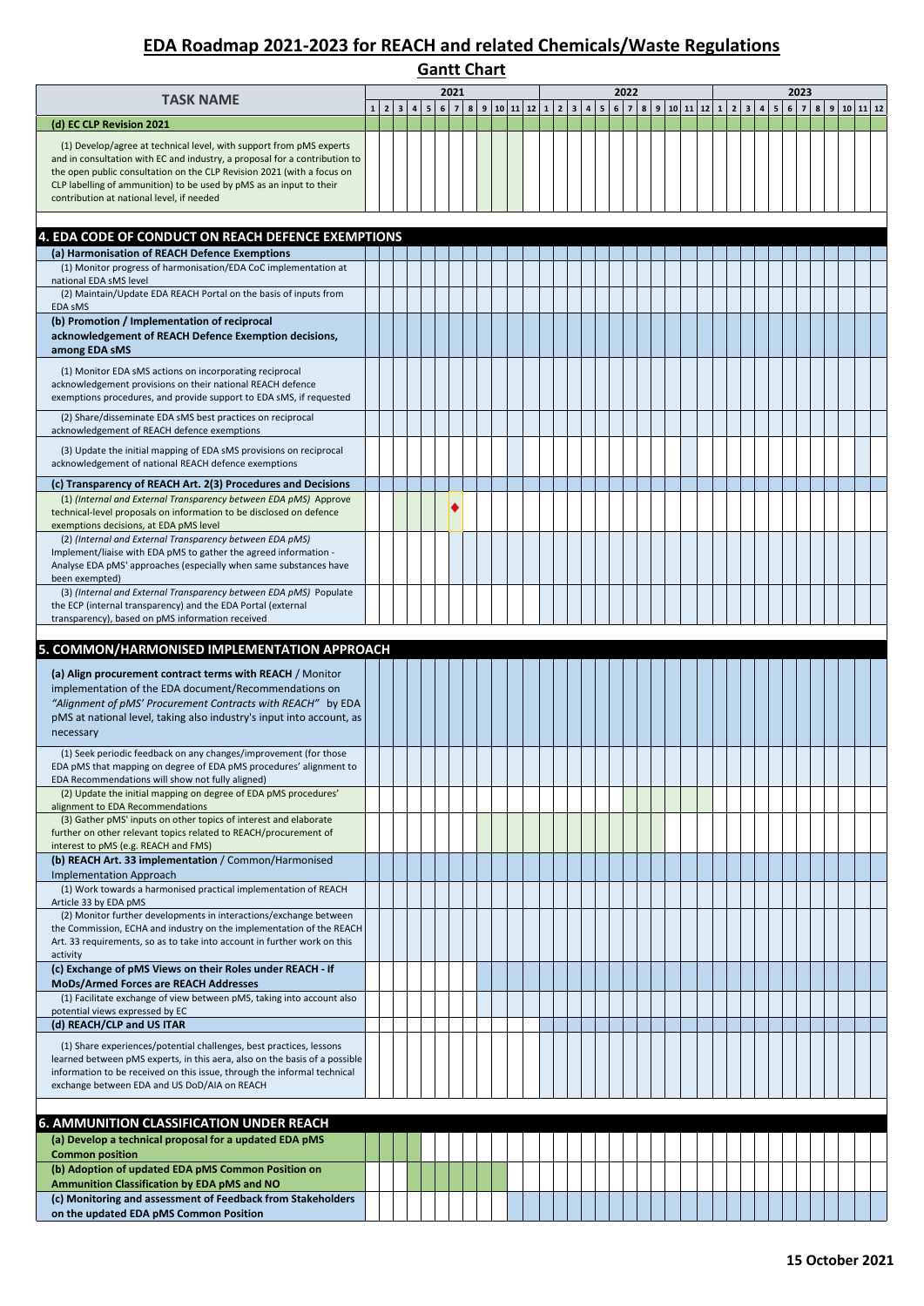# EDA Roadmap 2021-2023 for REACH and related Chemicals/Waste Regulations

## Gantt Chart

| TASK NAME | 2021 | | | | | | | | | | | | 2022 | | | | | | | | | | | | 2023 | | | | | | | | | | | |
|---|---|---|---|---|---|---|---|---|---|---|---|---|---|---|---|---|---|---|---|---|---|---|---|---|---|---|---|---|---|---|---|---|---|---|---|---|
| | 1 | 2 | 3 | 4 | 5 | 6 | 7 | 8 | 9 | 10 | 11 | 12 | 1 | 2 | 3 | 4 | 5 | 6 | 7 | 8 | 9 | 10 | 11 | 12 | 1 | 2 | 3 | 4 | 5 | 6 | 7 | 8 | 9 | 10 | 11 | 12 |
| **(d) EC CLP Revision 2021** | | | | | | | | | | | | | | | | | | | | | | | | | | | | | | | | | | | | |
| (1) Develop/agree at technical level, with support from pMS experts and in consultation with EC and industry, a proposal for a contribution to the open public consultation on the CLP Revision 2021 (with a focus on CLP labelling of ammunition) to be used by pMS as an input to their contribution at national level, if needed | | | | | | | | | | | | | | | | | | | | | | | | | | | | | | | | | | | | |
| **4. EDA CODE OF CONDUCT ON REACH DEFENCE EXEMPTIONS** | | | | | | | | | | | | | | | | | | | | | | | | | | | | | | | | | | | | |
| **(a) Harmonisation of REACH Defence Exemptions** | | | | | | | | | | | | | | | | | | | | | | | | | | | | | | | | | | | | |
| (1) Monitor progress of harmonisation/EDA CoC implementation at national EDA sMS level | | | | | | | | | | | | | | | | | | | | | | | | | | | | | | | | | | | | |
| (2) Maintain/Update EDA REACH Portal on the basis of inputs from EDA sMS | | | | | | | | | | | | | | | | | | | | | | | | | | | | | | | | | | | | |
| **(b) Promotion / Implementation of reciprocal acknowledgement of REACH Defence Exemption decisions, among EDA sMS** | | | | | | | | | | | | | | | | | | | | | | | | | | | | | | | | | | | | |
| (1) Monitor EDA sMS actions on incorporating reciprocal acknowledgement provisions on their national REACH defence exemptions procedures, and provide support to EDA sMS, if requested | | | | | | | | | | | | | | | | | | | | | | | | | | | | | | | | | | | | |
| (2) Share/disseminate EDA sMS best practices on reciprocal acknowledgement of REACH defence exemptions | | | | | | | | | | | | | | | | | | | | | | | | | | | | | | | | | | | | |
| (3) Update the initial mapping of EDA sMS provisions on reciprocal acknowledgement of national REACH defence exemptions | | | | | | | | | | | | | | | | | | | | | | | | | | | | | | | | | | | | |
| **(c) Transparency of REACH Art. 2(3) Procedures and Decisions** | | | | | | | | | | | | | | | | | | | | | | | | | | | | | | | | | | | | |
| (1) *(Internal and External Transparency between EDA pMS)* Approve technical-level proposals on information to be disclosed on defence exemptions decisions, at EDA pMS level | | | | | | | ◆ | | | | | | | | | | | | | | | | | | | | | | | | | | | | | |
| (2) *(Internal and External Transparency between EDA pMS)* Implement/liaise with EDA pMS to gather the agreed information - Analyse EDA pMS' approaches (especially when same substances have been exempted) | | | | | | | | | | | | | | | | | | | | | | | | | | | | | | | | | | | | |
| (3) *(Internal and External Transparency between EDA pMS)* Populate the ECP (internal transparency) and the EDA Portal (external transparency), based on pMS information received | | | | | | | | | | | | | | | | | | | | | | | | | | | | | | | | | | | | |
| **5. COMMON/HARMONISED IMPLEMENTATION APPROACH** | | | | | | | | | | | | | | | | | | | | | | | | | | | | | | | | | | | | |
| **(a) Align procurement contract terms with REACH** / Monitor implementation of the EDA document/Recommendations on *"Alignment of pMS' Procurement Contracts with REACH"* by EDA pMS at national level, taking also industry's input into account, as necessary | | | | | | | | | | | | | | | | | | | | | | | | | | | | | | | | | | | | |
| (1) Seek periodic feedback on any changes/improvement (for those EDA pMS that mapping on degree of EDA pMS procedures' alignment to EDA Recommendations will show not fully aligned) | | | | | | | | | | | | | | | | | | | | | | | | | | | | | | | | | | | | |
| (2) Update the initial mapping on degree of EDA pMS procedures' alignment to EDA Recommendations | | | | | | | | | | | | | | | | | | | | | | | | | | | | | | | | | | | | |
| (3) Gather pMS' inputs on other topics of interest and elaborate further on other relevant topics related to REACH/procurement of interest to pMS (e.g. REACH and FMS) | | | | | | | | | | | | | | | | | | | | | | | | | | | | | | | | | | | | |
| **(b) REACH Art. 33 implementation** / Common/Harmonised Implementation Approach | | | | | | | | | | | | | | | | | | | | | | | | | | | | | | | | | | | | |
| (1) Work towards a harmonised practical implementation of REACH Article 33 by EDA pMS | | | | | | | | | | | | | | | | | | | | | | | | | | | | | | | | | | | | |
| (2) Monitor further developments in interactions/exchange between the Commission, ECHA and industry on the implementation of the REACH Art. 33 requirements, so as to take into account in further work on this activity | | | | | | | | | | | | | | | | | | | | | | | | | | | | | | | | | | | | |
| **(c) Exchange of pMS Views on their Roles under REACH - If MoDs/Armed Forces are REACH Addresses** | | | | | | | | | | | | | | | | | | | | | | | | | | | | | | | | | | | | |
| (1) Facilitate exchange of view between pMS, taking into account also potential views expressed by EC | | | | | | | | | | | | | | | | | | | | | | | | | | | | | | | | | | | | |
| **(d) REACH/CLP and US ITAR** | | | | | | | | | | | | | | | | | | | | | | | | | | | | | | | | | | | | |
| (1) Share experiences/potential challenges, best practices, lessons learned between pMS experts, in this aera, also on the basis of a possible information to be received on this issue, through the informal technical exchange between EDA and US DoD/AIA on REACH | | | | | | | | | | | | | | | | | | | | | | | | | | | | | | | | | | | | |
| **6. AMMUNITION CLASSIFICATION UNDER REACH** | | | | | | | | | | | | | | | | | | | | | | | | | | | | | | | | | | | | |
| **(a) Develop a technical proposal for a updated EDA pMS Common position** | | | | | | | | | | | | | | | | | | | | | | | | | | | | | | | | | | | | |
| **(b) Adoption of updated EDA pMS Common Position on Ammunition Classification by EDA pMS and NO** | | | | | | | | | | | | | | | | | | | | | | | | | | | | | | | | | | | | |
| **(c) Monitoring and assessment of Feedback from Stakeholders on the updated EDA pMS Common Position** | | | | | | | | | | | | | | | | | | | | | | | | | | | | | | | | | | | | |

**15 October 2021**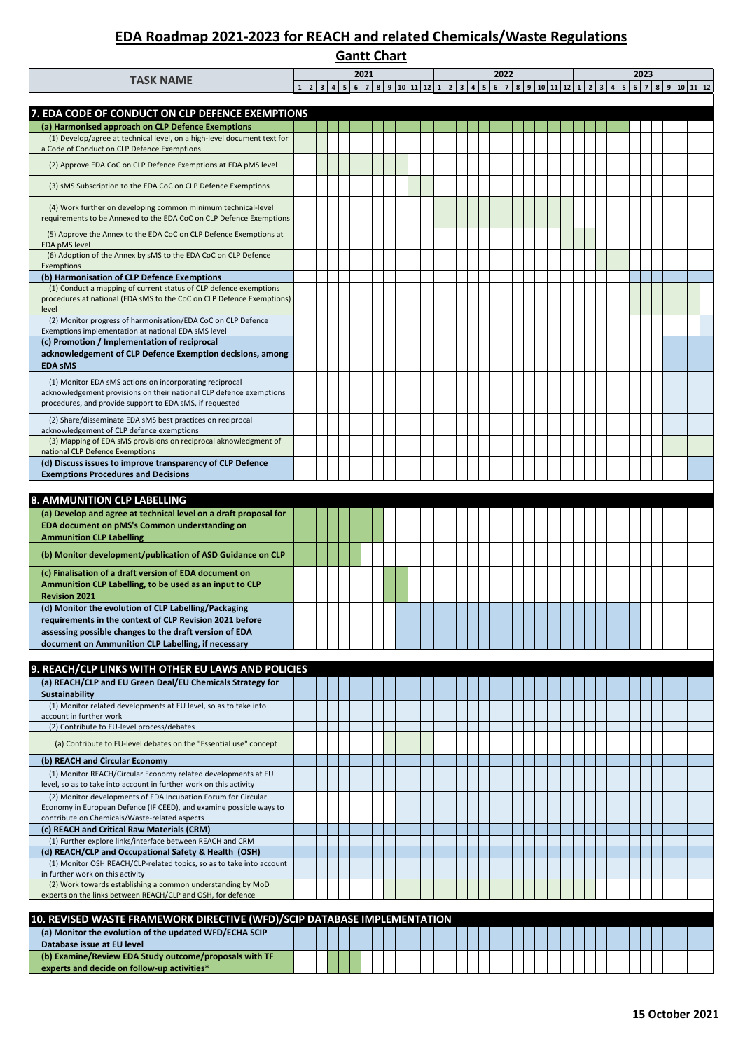# EDA Roadmap 2021-2023 for REACH and related Chemicals/Waste Regulations

## Gantt Chart

X marks months that appear shaded in the chart; the shading positions are approximate readings of the chart.

| TASK NAME | 2021 | | | | | | | | | | | | 2022 | | | | | | | | | | | | 2023 | | | | | | | | | | | |
|---|---|---|---|---|---|---|---|---|---|---|---|---|---|---|---|---|---|---|---|---|---|---|---|---|---|---|---|---|---|---|---|---|---|---|---|---|
| | 1 | 2 | 3 | 4 | 5 | 6 | 7 | 8 | 9 | 10 | 11 | 12 | 1 | 2 | 3 | 4 | 5 | 6 | 7 | 8 | 9 | 10 | 11 | 12 | 1 | 2 | 3 | 4 | 5 | 6 | 7 | 8 | 9 | 10 | 11 | 12 |
| **7. EDA CODE OF CONDUCT ON CLP DEFENCE EXEMPTIONS** | | | | | | | | | | | | | | | | | | | | | | | | | | | | | | | | | | | | |
| **(a) Harmonised approach on CLP Defence Exemptions** | X | X | X | X | X | X | X | X | X | X | X | X | X | X | X | X | X | X | X | X | X | X | X | X | X | X | X | X | | | | | | | | |
| (1) Develop/agree at technical level, on a high-level document text for a Code of Conduct on CLP Defence Exemptions | | | X | | | | | | | | | | | | | | | | | | | | | | | | | | | | | | | | | |
| (2) Approve EDA CoC on CLP Defence Exemptions at EDA pMS level | | | X | X | X | X | X | X | X | X | | | | | | | | | | | | | | | | | | | | | | | | | | |
| (3) sMS Subscription to the EDA CoC on CLP Defence Exemptions | | | | | | | | | | | X | X | | | | | | | | | | | | | | | | | | | | | | | | |
| (4) Work further on developing common minimum technical-level requirements to be Annexed to the EDA CoC on CLP Defence Exemptions | | | | | | | | | | | | | X | X | X | X | X | X | X | X | X | X | X | X | | | | | | | | | | | | |
| (5) Approve the Annex to the EDA CoC on CLP Defence Exemptions at EDA pMS level | | | | | | | | | | | | | | | | | | | | | | | | | X | X | | | | | | | | | | |
| (6) Adoption of the Annex by sMS to the EDA CoC on CLP Defence Exemptions | | | | | | | | | | | | | | | | | | | | | | | | | | | X | X | | | | | | | | |
| **(b) Harmonisation of CLP Defence Exemptions** | | | | | | | | | | | | | | | | | | | | | | | | | | | | | X | X | X | X | X | X | X | X |
| (1) Conduct a mapping of current status of CLP defence exemptions procedures at national (EDA sMS to the CoC on CLP Defence Exemptions) level | | | | | | | | | | | | | | | | | | | | | | | | | | | | | | X | X | X | X | X | X | |
| (2) Monitor progress of harmonisation/EDA CoC on CLP Defence Exemptions implementation at national EDA sMS level | | | | | | | | | | | | | | | | | | | | | | | | | | | | | | | | | | | | X |
| **(c) Promotion / Implementation of reciprocal acknowledgement of CLP Defence Exemption decisions, among EDA sMS** | | | | | | | | | | | | | | | | | | | | | | | | | | | | | | | | | X | X | X | X |
| (1) Monitor EDA sMS actions on incorporating reciprocal acknowledgement provisions on their national CLP defence exemptions procedures, and provide support to EDA sMS, if requested | | | | | | | | | | | | | | | | | | | | | | | | | | | | | | | | | X | X | X | X |
| (2) Share/disseminate EDA sMS best practices on reciprocal acknowledgement of CLP defence exemptions | | | | | | | | | | | | | | | | | | | | | | | | | | | | | | | | | | X | X | |
| (3) Mapping of EDA sMS provisions on reciprocal aknowledgment of national CLP Defence Exemptions | | | | | | | | | | | | | | | | | | | | | | | | | | | | | | | | | X | X | | |
| **(d) Discuss issues to improve transparency of CLP Defence Exemptions Procedures and Decisions** | | | | | | | | | | | | | | | | | | | | | | | | | | | | | | | | | | | X | X |
| **8. AMMUNITION CLP LABELLING** | | | | | | | | | | | | | | | | | | | | | | | | | | | | | | | | | | | | |
| **(a) Develop and agree at technical level on a draft proposal for EDA document on pMS's Common understanding on Ammunition CLP Labelling** | X | X | X | X | X | X | X | X | | | | | | | | | | | | | | | | | | | | | | | | | | | | |
| **(b) Monitor development/publication of ASD Guidance on CLP** | X | X | X | X | X | X | | | | | | | | | | | | | | | | | | | | | | | | | | | | | | |
| **(c) Finalisation of a draft version of EDA document on Ammunition CLP Labelling, to be used as an input to CLP Revision 2021** | | | | | | | | | X | X | | | | | | | | | | | | | | | | | | | | | | | | | | |
| **(d) Monitor the evolution of CLP Labelling/Packaging requirements in the context of CLP Revision 2021 before assessing possible changes to the draft version of EDA document on Ammunition CLP Labelling, if necessary** | | | | | | | | | | X | X | X | X | X | X | X | X | X | X | X | X | X | X | X | X | X | X | X | X | X | | | | | | |
| **9. REACH/CLP LINKS WITH OTHER EU LAWS AND POLICIES** | | | | | | | | | | | | | | | | | | | | | | | | | | | | | | | | | | | | |
| **(a) REACH/CLP and EU Green Deal/EU Chemicals Strategy for Sustainability** | X | X | X | X | X | X | X | X | X | X | X | X | X | X | X | X | X | X | X | X | X | X | X | X | X | X | X | X | X | X | X | X | X | X | X | X |
| (1) Monitor related developments at EU level, so as to take into account in further work | X | X | X | X | X | X | X | X | X | X | X | X | X | X | X | X | X | X | X | X | X | X | X | X | X | X | X | X | X | X | X | X | X | X | X | X |
| (2) Contribute to EU-level process/debates | X | X | X | X | X | X | X | X | X | X | X | X | X | X | X | X | X | X | X | X | X | X | X | X | X | X | X | X | X | X | X | X | X | X | X | X |
| (a) Contribute to EU-level debates on the "Essential use" concept | | | | | | | | | X | X | X | X | | | | | | | | | | | | | | | | | | | | | | | | |
| **(b) REACH and Circular Economy** | X | X | X | X | X | X | X | X | X | X | X | X | X | X | X | X | X | X | X | X | X | X | X | X | X | X | X | X | X | X | X | X | X | X | X | X |
| (1) Monitor REACH/Circular Economy related developments at EU level, so as to take into account in further work on this activity | X | X | X | X | X | X | X | X | X | X | X | X | X | X | X | X | X | X | X | X | X | X | X | X | X | X | X | X | X | X | X | X | X | X | X | X |
| (2) Monitor developments of EDA Incubation Forum for Circular Economy in European Defence (IF CEED), and examine possible ways to contribute on Chemicals/Waste-related aspects | X | X | X | X | X | X | X | X | X | X | X | X | X | X | X | X | X | X | X | X | X | X | X | X | X | X | X | X | X | X | X | X | X | X | X | X |
| **(c) REACH and Critical Raw Materials (CRM)** | X | X | X | X | X | X | X | X | X | X | X | X | X | X | X | X | X | X | X | X | X | X | X | X | X | X | X | X | X | X | X | X | X | X | X | X |
| (1) Further explore links/interface between REACH and CRM | X | X | X | X | X | X | X | X | X | X | X | X | X | X | X | X | X | X | X | X | X | X | X | X | X | X | X | X | X | X | X | X | X | X | X | X |
| **(d) REACH/CLP and Occupational Safety & Health (OSH)** | X | X | X | X | X | X | X | X | X | X | X | X | X | X | X | X | X | X | X | X | X | X | X | X | X | X | X | X | X | X | X | X | X | X | X | X |
| (1) Monitor OSH REACH/CLP-related topics, so as to take into account in further work on this activity | X | X | X | X | X | X | X | X | X | X | X | X | X | X | X | X | X | X | X | X | X | X | X | X | X | X | X | X | X | X | X | X | X | X | X | X |
| (2) Work towards establishing a common understanding by MoD experts on the links between REACH/CLP and OSH, for defence | | | | | | | | | | | | | | | | | | | | | | | | | X | X | | | | | | | | | | |
| **10. REVISED WASTE FRAMEWORK DIRECTIVE (WFD)/SCIP DATABASE IMPLEMENTATION** | | | | | | | | | | | | | | | | | | | | | | | | | | | | | | | | | | | | |
| **(a) Monitor the evolution of the updated WFD/ECHA SCIP Database issue at EU level** | X | X | X | X | X | X | X | X | X | X | X | X | X | X | X | X | X | X | X | X | X | X | X | X | X | X | X | X | X | X | X | X | X | X | X | X |
| **(b) Examine/Review EDA Study outcome/proposals with TF experts and decide on follow-up activities*** | | | | X | X | X | | | | | | | | | | | | | | | | | | | | | | | | | | | | | | |

**15 October 2021**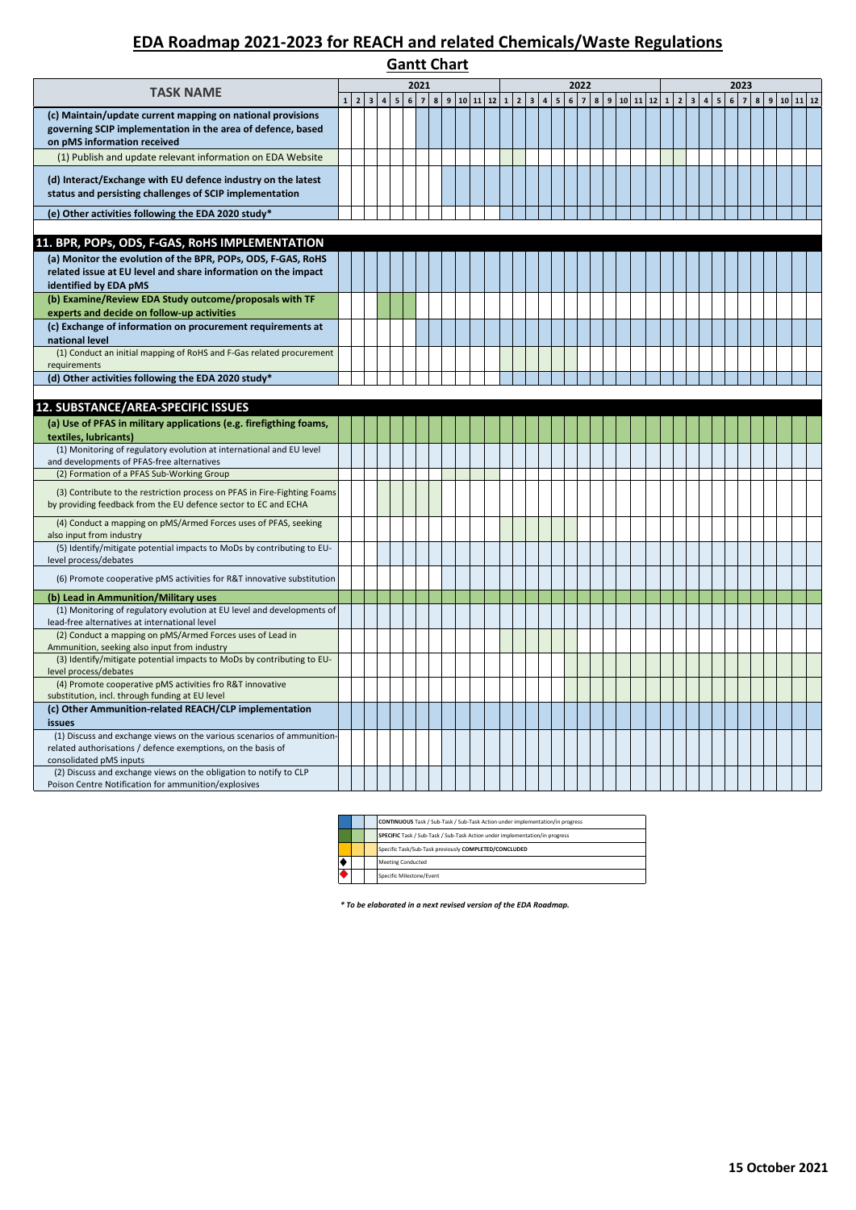# EDA Roadmap 2021-2023 for REACH and related Chemicals/Waste Regulations

## Gantt Chart

TASK NAME

2021: 1 2 3 4 5 6 7 8 9 10 11 12

2022: 1 2 3 4 5 6 7 8 9 10 11 12

2023: 1 2 3 4 5 6 7 8 9 10 11 12

**(c) Maintain/update current mapping on national provisions governing SCIP implementation in the area of defence, based on pMS information received**

(1) Publish and update relevant information on EDA Website

**(d) Interact/Exchange with EU defence industry on the latest status and persisting challenges of SCIP implementation**

**(e) Other activities following the EDA 2020 study***

### 11. BPR, POPs, ODS, F-GAS, RoHS IMPLEMENTATION

**(a) Monitor the evolution of the BPR, POPs, ODS, F-GAS, RoHS related issue at EU level and share information on the impact identified by EDA pMS**

**(b) Examine/Review EDA Study outcome/proposals with TF experts and decide on follow-up activities**

**(c) Exchange of information on procurement requirements at national level**

(1) Conduct an initial mapping of RoHS and F-Gas related procurement requirements

**(d) Other activities following the EDA 2020 study***

### 12. SUBSTANCE/AREA-SPECIFIC ISSUES

**(a) Use of PFAS in military applications (e.g. firefigthing foams, textiles, lubricants)**

(1) Monitoring of regulatory evolution at international and EU level and developments of PFAS-free alternatives

(2) Formation of a PFAS Sub-Working Group

(3) Contribute to the restriction process on PFAS in Fire-Fighting Foams by providing feedback from the EU defence sector to EC and ECHA

(4) Conduct a mapping on pMS/Armed Forces uses of PFAS, seeking also input from industry

(5) Identify/mitigate potential impacts to MoDs by contributing to EU-level process/debates

(6) Promote cooperative pMS activities for R&T innovative substitution

**(b) Lead in Ammunition/Military uses**

(1) Monitoring of regulatory evolution at EU level and developments of lead-free alternatives at international level

(2) Conduct a mapping on pMS/Armed Forces uses of Lead in Ammunition, seeking also input from industry

(3) Identify/mitigate potential impacts to MoDs by contributing to EU-level process/debates

(4) Promote cooperative pMS activities fro R&T innovative substitution, incl. through funding at EU level

**(c) Other Ammunition-related REACH/CLP implementation issues**

(1) Discuss and exchange views on the various scenarios of ammunition-related authorisations / derogation exemptions, on the basis of consolidated pMS inputs

(2) Discuss and exchange views on the obligation to notify to CLP Poison Centre Notification for ammunition/explosives

**CONTINUOUS** Task / Sub-Task / Sub-Task Action under implementation/in progress

**SPECIFIC** Task / Sub-Task / Sub-Task Action under implementation/in progress

Specific Task/Sub-Task previously **COMPLETED/CONCLUDED**

Meeting Conducted

Specific Milestone/Event

*\* To be elaborated in a next revised version of the EDA Roadmap.*

**15 October 2021**